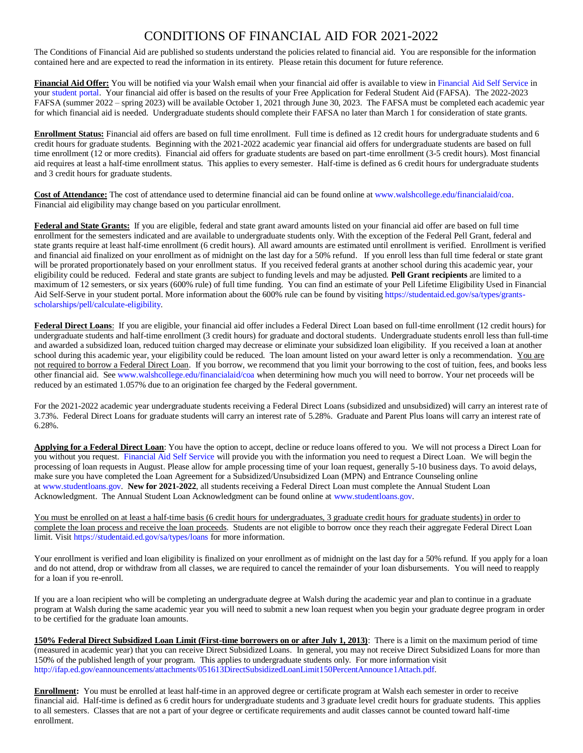# CONDITIONS OF FINANCIAL AID FOR 2021-2022

The Conditions of Financial Aid are published so students understand the policies related to financial aid. You are responsible for the information contained here and are expected to read the information in its entirety. Please retain this document for future reference.

**Financial Aid Offer:** You will be notified via your Walsh email when your financial aid offer is available to view in Financial Aid Self Service in your student portal. Your financial aid offer is based on the results of your Free Application for Federal Student Aid (FAFSA). The 2022-2023 FAFSA (summer 2022 – spring 2023) will be available October 1, 2021 through June 30, 2023. The FAFSA must be completed each academic year for which financial aid is needed. Undergraduate students should complete their FAFSA no later than March 1 for consideration of state grants.

**Enrollment Status:** Financial aid offers are based on full time enrollment. Full time is defined as 12 credit hours for undergraduate students and 6 credit hours for graduate students. Beginning with the 2021-2022 academic year financial aid offers for undergraduate students are based on full time enrollment (12 or more credits). Financial aid offers for graduate students are based on part-time enrollment (3-5 credit hours). Most financial aid requires at least a half-time enrollment status. This applies to every semester. Half-time is defined as 6 credit hours for undergraduate students and 3 credit hours for graduate students.

**Cost of Attendance:** The cost of attendance used to determine financial aid can be found online at www.walshcollege.edu/financialaid/coa. Financial aid eligibility may change based on you particular enrollment.

**Federal and State Grants:** If you are eligible, federal and state grant award amounts listed on your financial aid offer are based on full time enrollment for the semesters indicated and are available to undergraduate students only. With the exception of the Federal Pell Grant, federal and state grants require at least half-time enrollment (6 credit hours). All award amounts are estimated until enrollment is verified. Enrollment is verified and financial aid finalized on your enrollment as of midnight on the last day for a 50% refund. If you enroll less than full time federal or state grant will be prorated proportionately based on your enrollment status. If you received federal grants at another school during this academic year, your eligibility could be reduced. Federal and state grants are subject to funding levels and may be adjusted. **Pell Grant recipients** are limited to a maximum of 12 semesters, or six years (600% rule) of full time funding. You can find an estimate of your Pell Lifetime Eligibility Used in Financial Aid Self-Serve in your student portal. More information about the 600% rule can be found by visiting https://studentaid.ed.gov/sa/types/grants-scholarships/pell/calculate-eligibility.

**Federal Direct Loans**: If you are eligible, your financial aid offer includes a Federal Direct Loan based on full-time enrollment (12 credit hours) for undergraduate students and half-time enrollment (3 credit hours) for graduate and doctoral students. Undergraduate students enroll less than full-time and awarded a subsidized loan, reduced tuition charged may decrease or eliminate your subsidized loan eligibility. If you received a loan at another school during this academic year, your eligibility could be reduced. The loan amount listed on your award letter is only a recommendation. <u>You are not required to borrow a Federal Direct Loan</u>. If you borrow, we recommend that you limit your borrowing to the cost of tuition, fees, and books less other financial aid. See www.walshcollege.edu/financialaid/coa when determining how much you will need to borrow. Your net proceeds will be reduced by an estimated 1.057% due to an origination fee charged by the Federal government.

For the 2021-2022 academic year undergraduate students receiving a Federal Direct Loans (subsidized and unsubsidized) will carry an interest rate of 3.73%. Federal Direct Loans for graduate students will carry an interest rate of 5.28%. Graduate and Parent Plus loans will carry an interest rate of 6.28%.

**Applying for a Federal Direct Loan**: You have the option to accept, decline or reduce loans offered to you. We will not process a Direct Loan for you without you request. Financial Aid Self Service will provide you with the information you need to request a Direct Loan. We will begin the processing of loan requests in August. Please allow for ample processing time of your loan request, generally 5-10 business days. To avoid delays, make sure you have completed the Loan Agreement for a Subsidized/Unsubsidized Loan (MPN) and Entrance Counseling online at www.studentloans.gov. **New for 2021-2022**, all students receiving a Federal Direct Loan must complete the Annual Student Loan Acknowledgment. The Annual Student Loan Acknowledgment can be found online at www.studentloans.gov.

<u>You must be enrolled on at least a half-time basis (6 credit hours for undergraduates, 3 graduate credit hours for graduate students) in order to complete the loan process and receive the loan proceeds</u>. Students are not eligible to borrow once they reach their aggregate Federal Direct Loan limit. Visit https://studentaid.ed.gov/sa/types/loans for more information.

Your enrollment is verified and loan eligibility is finalized on your enrollment as of midnight on the last day for a 50% refund. If you apply for a loan and do not attend, drop or withdraw from all classes, we are required to cancel the remainder of your loan disbursements. You will need to reapply for a loan if you re-enroll.

If you are a loan recipient who will be completing an undergraduate degree at Walsh during the academic year and plan to continue in a graduate program at Walsh during the same academic year you will need to submit a new loan request when you begin your graduate degree program in order to be certified for the graduate loan amounts.

**150% Federal Direct Subsidized Loan Limit (First-time borrowers on or after July 1, 2013)**: There is a limit on the maximum period of time (measured in academic year) that you can receive Direct Subsidized Loans. In general, you may not receive Direct Subsidized Loans for more than 150% of the published length of your program. This applies to undergraduate students only. For more information visit http://ifap.ed.gov/eannouncements/attachments/051613DirectSubsidizedLoanLimit150PercentAnnounce1Attach.pdf.

**Enrollment:** You must be enrolled at least half-time in an approved degree or certificate program at Walsh each semester in order to receive financial aid. Half-time is defined as 6 credit hours for undergraduate students and 3 graduate level credit hours for graduate students. This applies to all semesters. Classes that are not a part of your degree or certificate requirements and audit classes cannot be counted toward half-time enrollment.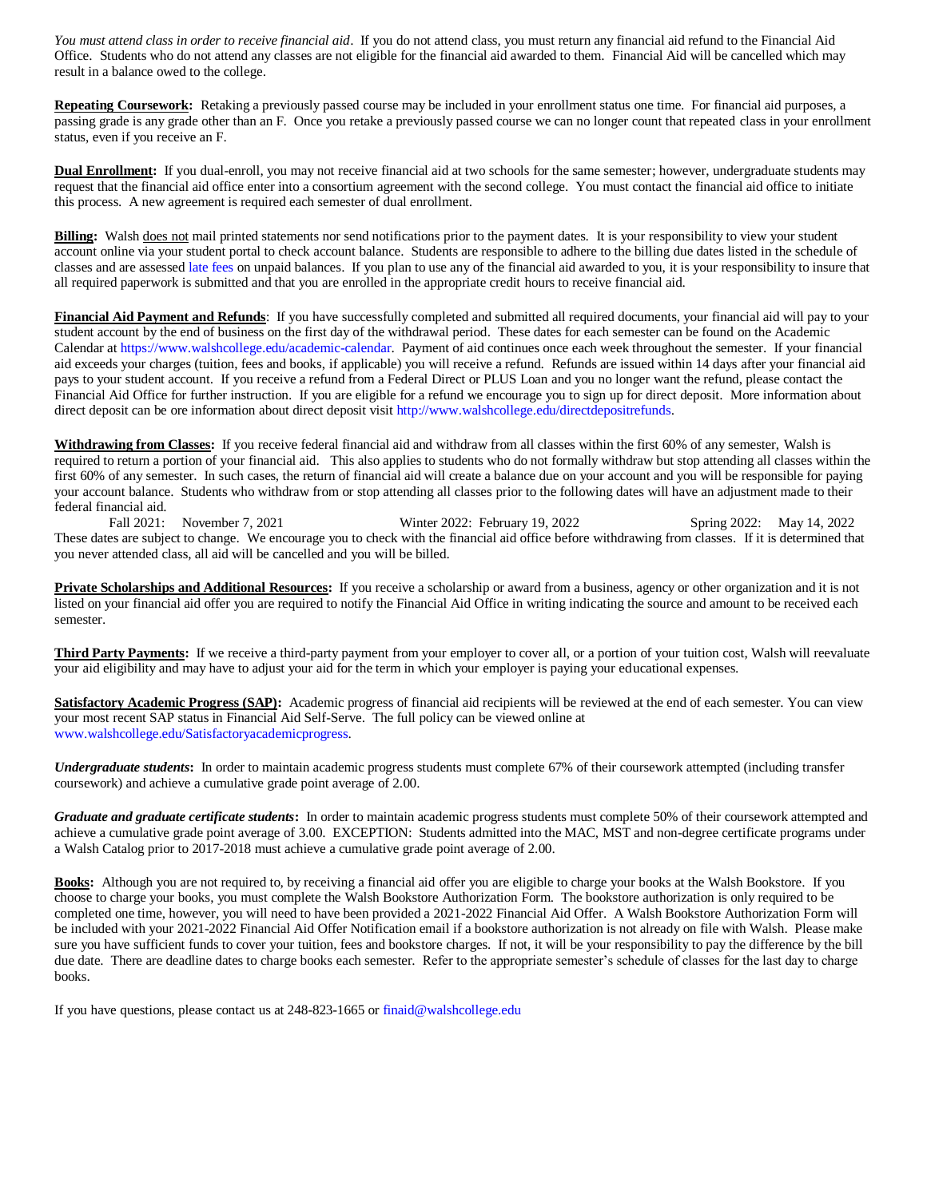*You must attend class in order to receive financial aid*. If you do not attend class, you must return any financial aid refund to the Financial Aid Office. Students who do not attend any classes are not eligible for the financial aid awarded to them. Financial Aid will be cancelled which may result in a balance owed to the college.

**Repeating Coursework:** Retaking a previously passed course may be included in your enrollment status one time. For financial aid purposes, a passing grade is any grade other than an F. Once you retake a previously passed course we can no longer count that repeated class in your enrollment status, even if you receive an F.

**Dual Enrollment:** If you dual-enroll, you may not receive financial aid at two schools for the same semester; however, undergraduate students may request that the financial aid office enter into a consortium agreement with the second college. You must contact the financial aid office to initiate this process. A new agreement is required each semester of dual enrollment.

**Billing:** Walsh does not mail printed statements nor send notifications prior to the payment dates. It is your responsibility to view your student account online via your student portal to check account balance. Students are responsible to adhere to the billing due dates listed in the schedule of classes and are assessed late fees on unpaid balances. If you plan to use any of the financial aid awarded to you, it is your responsibility to insure that all required paperwork is submitted and that you are enrolled in the appropriate credit hours to receive financial aid.

**Financial Aid Payment and Refunds**: If you have successfully completed and submitted all required documents, your financial aid will pay to your student account by the end of business on the first day of the withdrawal period. These dates for each semester can be found on the Academic Calendar at https://www.walshcollege.edu/academic-calendar. Payment of aid continues once each week throughout the semester. If your financial aid exceeds your charges (tuition, fees and books, if applicable) you will receive a refund. Refunds are issued within 14 days after your financial aid pays to your student account. If you receive a refund from a Federal Direct or PLUS Loan and you no longer want the refund, please contact the Financial Aid Office for further instruction. If you are eligible for a refund we encourage you to sign up for direct deposit. More information about direct deposit can be ore information about direct deposit visit http://www.walshcollege.edu/directdepositrefunds.

**Withdrawing from Classes:** If you receive federal financial aid and withdraw from all classes within the first 60% of any semester, Walsh is required to return a portion of your financial aid. This also applies to students who do not formally withdraw but stop attending all classes within the first 60% of any semester. In such cases, the return of financial aid will create a balance due on your account and you will be responsible for paying your account balance. Students who withdraw from or stop attending all classes prior to the following dates will have an adjustment made to their federal financial aid.

Fall 2021: November 7, 2021 Winter 2022: February 19, 2022 Spring 2022: May 14, 2022

These dates are subject to change. We encourage you to check with the financial aid office before withdrawing from classes. If it is determined that you never attended class, all aid will be cancelled and you will be billed.

**Private Scholarships and Additional Resources:** If you receive a scholarship or award from a business, agency or other organization and it is not listed on your financial aid offer you are required to notify the Financial Aid Office in writing indicating the source and amount to be received each semester.

**Third Party Payments:** If we receive a third-party payment from your employer to cover all, or a portion of your tuition cost, Walsh will reevaluate your aid eligibility and may have to adjust your aid for the term in which your employer is paying your educational expenses.

**Satisfactory Academic Progress (SAP):** Academic progress of financial aid recipients will be reviewed at the end of each semester. You can view your most recent SAP status in Financial Aid Self-Serve. The full policy can be viewed online at www.walshcollege.edu/Satisfactoryacademicprogress.

***Undergraduate students*:** In order to maintain academic progress students must complete 67% of their coursework attempted (including transfer coursework) and achieve a cumulative grade point average of 2.00.

***Graduate and graduate certificate students*:** In order to maintain academic progress students must complete 50% of their coursework attempted and achieve a cumulative grade point average of 3.00. EXCEPTION: Students admitted into the MAC, MST and non-degree certificate programs under a Walsh Catalog prior to 2017-2018 must achieve a cumulative grade point average of 2.00.

**Books:** Although you are not required to, by receiving a financial aid offer you are eligible to charge your books at the Walsh Bookstore. If you choose to charge your books, you must complete the Walsh Bookstore Authorization Form. The bookstore authorization is only required to be completed one time, however, you will need to have been provided a 2021-2022 Financial Aid Offer. A Walsh Bookstore Authorization Form will be included with your 2021-2022 Financial Aid Offer Notification email if a bookstore authorization is not already on file with Walsh. Please make sure you have sufficient funds to cover your tuition, fees and bookstore charges. If not, it will be your responsibility to pay the difference by the bill due date. There are deadline dates to charge books each semester. Refer to the appropriate semester's schedule of classes for the last day to charge books.

If you have questions, please contact us at 248-823-1665 or finaid@walshcollege.edu